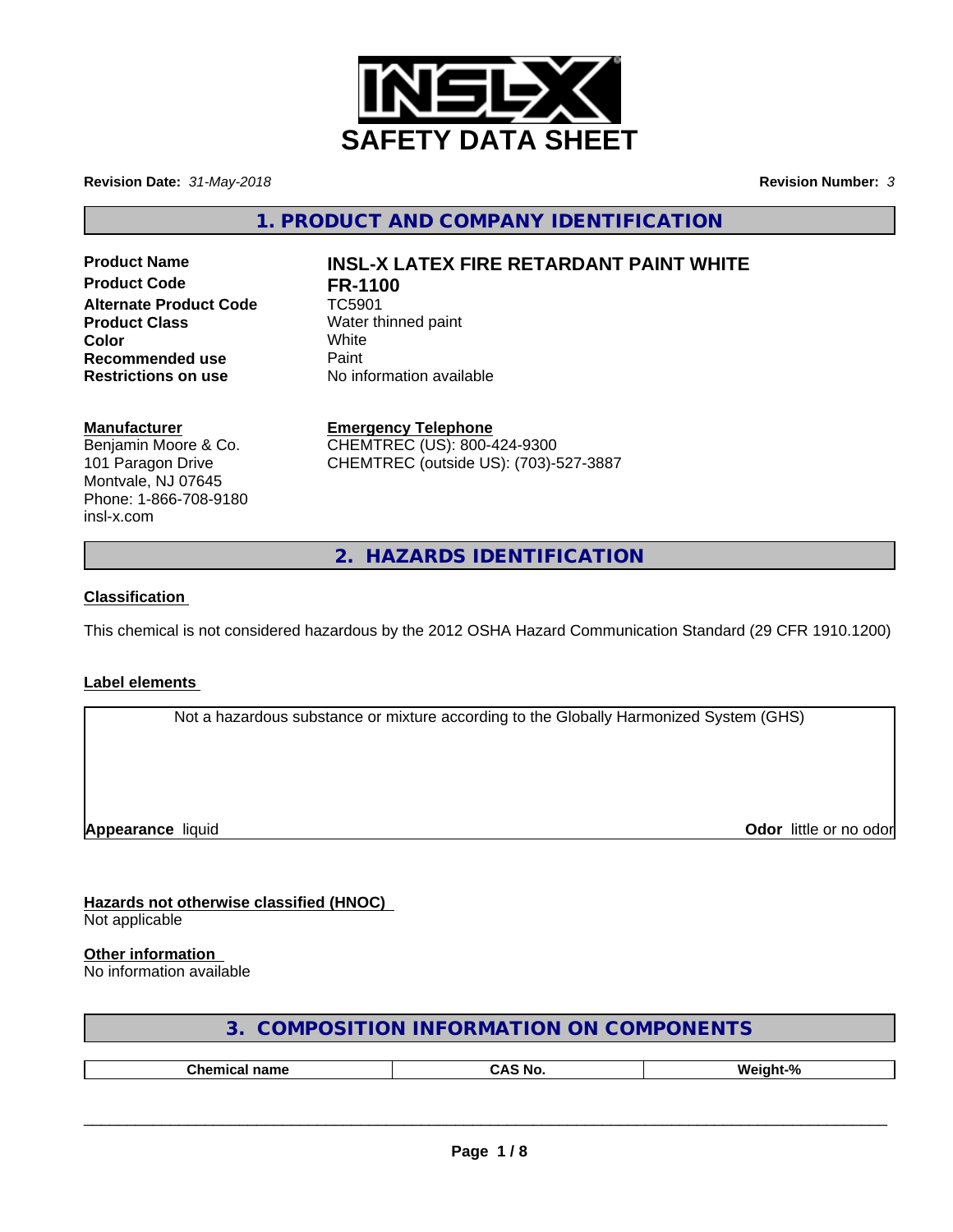# SAFETY DATA SHEET

**Revision Date:** *31-May-2018*

**Revision Number:** *3*

## 1. PRODUCT AND COMPANY IDENTIFICATION

| | |
|---|---|
| **Product Name** | **INSL-X LATEX FIRE RETARDANT PAINT WHITE** |
| **Product Code** | **FR-1100** |
| **Alternate Product Code** | TC5901 |
| **Product Class** | Water thinned paint |
| **Color** | White |
| **Recommended use** | Paint |
| **Restrictions on use** | No information available |

**Manufacturer**
Benjamin Moore & Co.
101 Paragon Drive
Montvale, NJ 07645
Phone: 1-866-708-9180
insl-x.com

**Emergency Telephone**
CHEMTREC (US): 800-424-9300
CHEMTREC (outside US): (703)-527-3887

## 2. HAZARDS IDENTIFICATION

**Classification**

This chemical is not considered hazardous by the 2012 OSHA Hazard Communication Standard (29 CFR 1910.1200)

**Label elements**

Not a hazardous substance or mixture according to the Globally Harmonized System (GHS)

**Appearance** liquid

**Odor** little or no odor

**Hazards not otherwise classified (HNOC)**
Not applicable

**Other information**
No information available

## 3. COMPOSITION INFORMATION ON COMPONENTS

| Chemical name | CAS No. | Weight-% |
|---|---|---|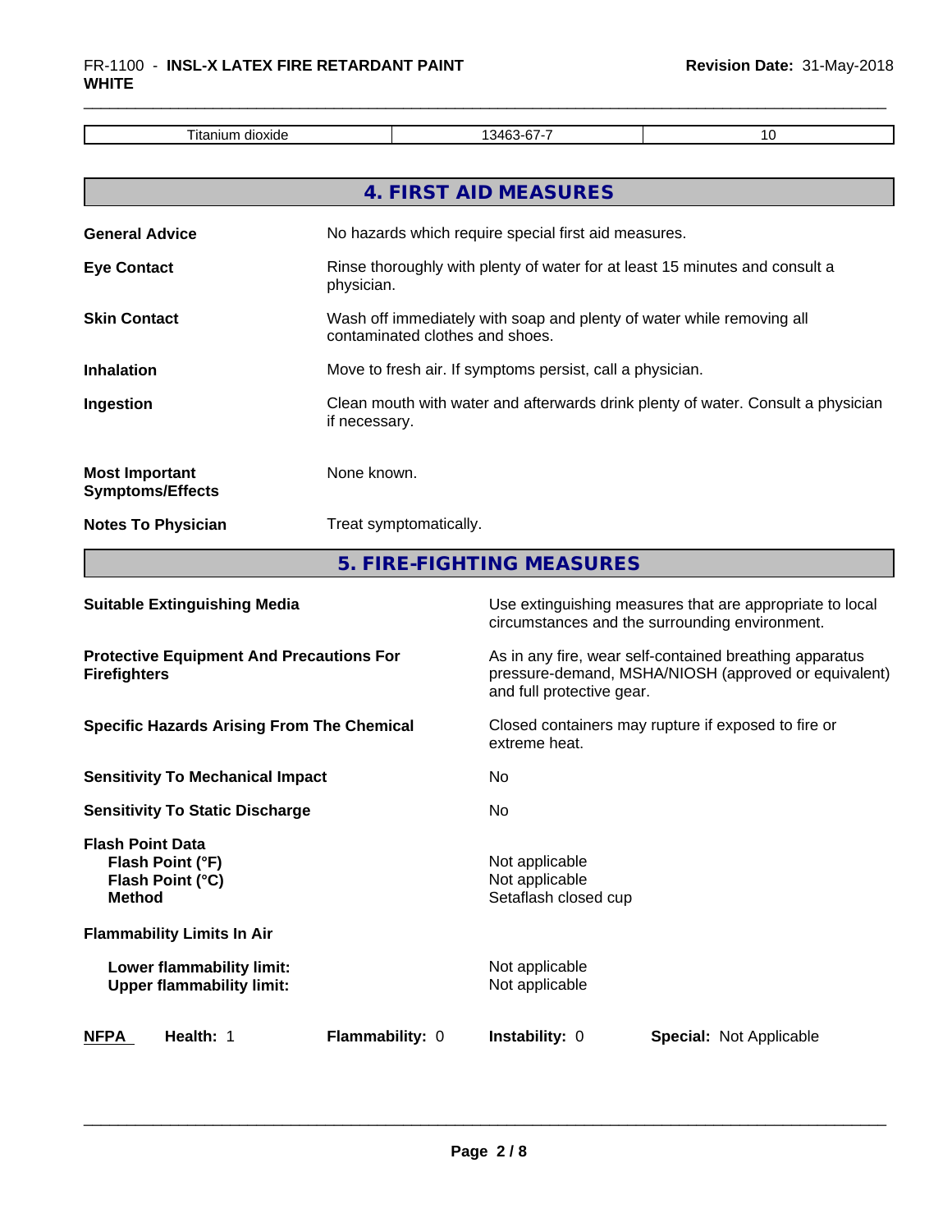| Titanium dioxide | 13463-67-7 | 10 |
|---|---|---|

## 4. FIRST AID MEASURES

**General Advice** No hazards which require special first aid measures.

**Eye Contact** Rinse thoroughly with plenty of water for at least 15 minutes and consult a physician.

**Skin Contact** Wash off immediately with soap and plenty of water while removing all contaminated clothes and shoes.

**Inhalation** Move to fresh air. If symptoms persist, call a physician.

**Ingestion** Clean mouth with water and afterwards drink plenty of water. Consult a physician if necessary.

**Most Important Symptoms/Effects** None known.

**Notes To Physician** Treat symptomatically.

## 5. FIRE-FIGHTING MEASURES

**Suitable Extinguishing Media** Use extinguishing measures that are appropriate to local circumstances and the surrounding environment.

**Protective Equipment And Precautions For Firefighters** As in any fire, wear self-contained breathing apparatus pressure-demand, MSHA/NIOSH (approved or equivalent) and full protective gear.

**Specific Hazards Arising From The Chemical** Closed containers may rupture if exposed to fire or extreme heat.

**Sensitivity To Mechanical Impact** No

**Sensitivity To Static Discharge** No

**Flash Point Data**
**Flash Point (°F)** Not applicable
**Flash Point (°C)** Not applicable
**Method** Setaflash closed cup

**Flammability Limits In Air**

**Lower flammability limit:** Not applicable
**Upper flammability limit:** Not applicable

**NFPA** **Health:** 1 **Flammability:** 0 **Instability:** 0 **Special:** Not Applicable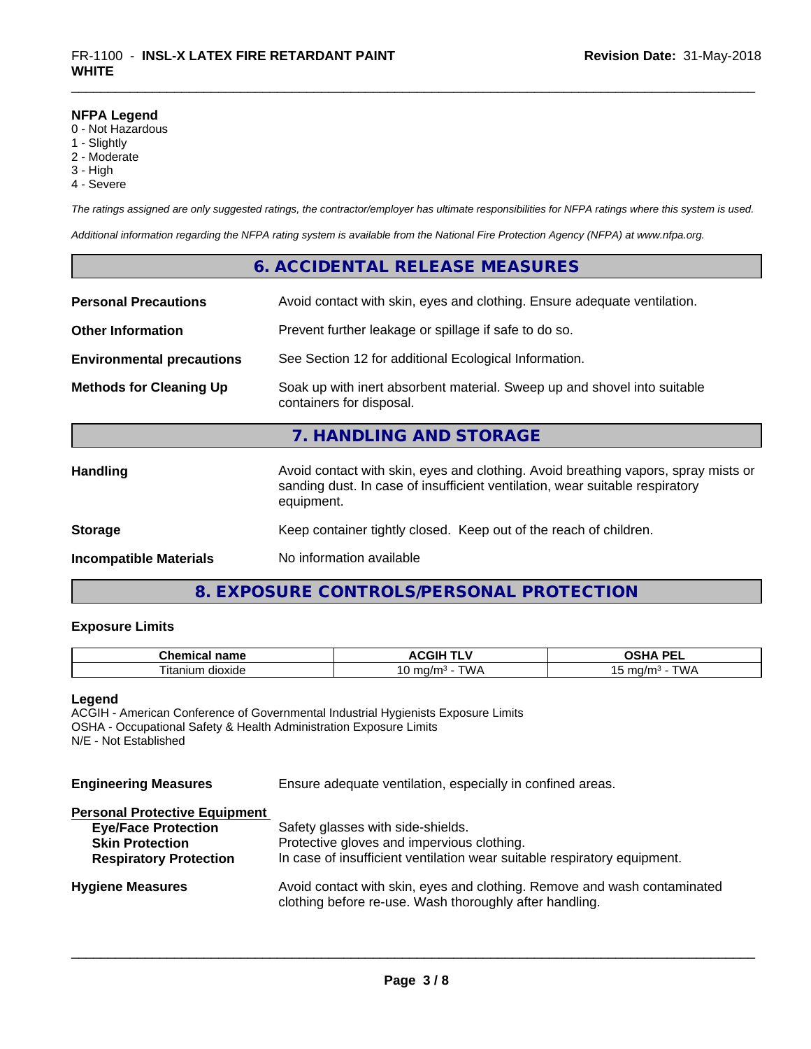**NFPA Legend**
0 - Not Hazardous
1 - Slightly
2 - Moderate
3 - High
4 - Severe

*The ratings assigned are only suggested ratings, the contractor/employer has ultimate responsibilities for NFPA ratings where this system is used.*

*Additional information regarding the NFPA rating system is available from the National Fire Protection Agency (NFPA) at www.nfpa.org.*

## 6. ACCIDENTAL RELEASE MEASURES

**Personal Precautions** Avoid contact with skin, eyes and clothing. Ensure adequate ventilation.

**Other Information** Prevent further leakage or spillage if safe to do so.

**Environmental precautions** See Section 12 for additional Ecological Information.

**Methods for Cleaning Up** Soak up with inert absorbent material. Sweep up and shovel into suitable containers for disposal.

## 7. HANDLING AND STORAGE

**Handling** Avoid contact with skin, eyes and clothing. Avoid breathing vapors, spray mists or sanding dust. In case of insufficient ventilation, wear suitable respiratory equipment.

**Storage** Keep container tightly closed. Keep out of the reach of children.

**Incompatible Materials** No information available

## 8. EXPOSURE CONTROLS/PERSONAL PROTECTION

### Exposure Limits

| Chemical name | ACGIH TLV | OSHA PEL |
|---|---|---|
| Titanium dioxide | 10 mg/m³ - TWA | 15 mg/m³ - TWA |

**Legend**
ACGIH - American Conference of Governmental Industrial Hygienists Exposure Limits
OSHA - Occupational Safety & Health Administration Exposure Limits
N/E - Not Established

**Engineering Measures** Ensure adequate ventilation, especially in confined areas.

**Personal Protective Equipment**
- **Eye/Face Protection** Safety glasses with side-shields.
- **Skin Protection** Protective gloves and impervious clothing.
- **Respiratory Protection** In case of insufficient ventilation wear suitable respiratory equipment.

**Hygiene Measures** Avoid contact with skin, eyes and clothing. Remove and wash contaminated clothing before re-use. Wash thoroughly after handling.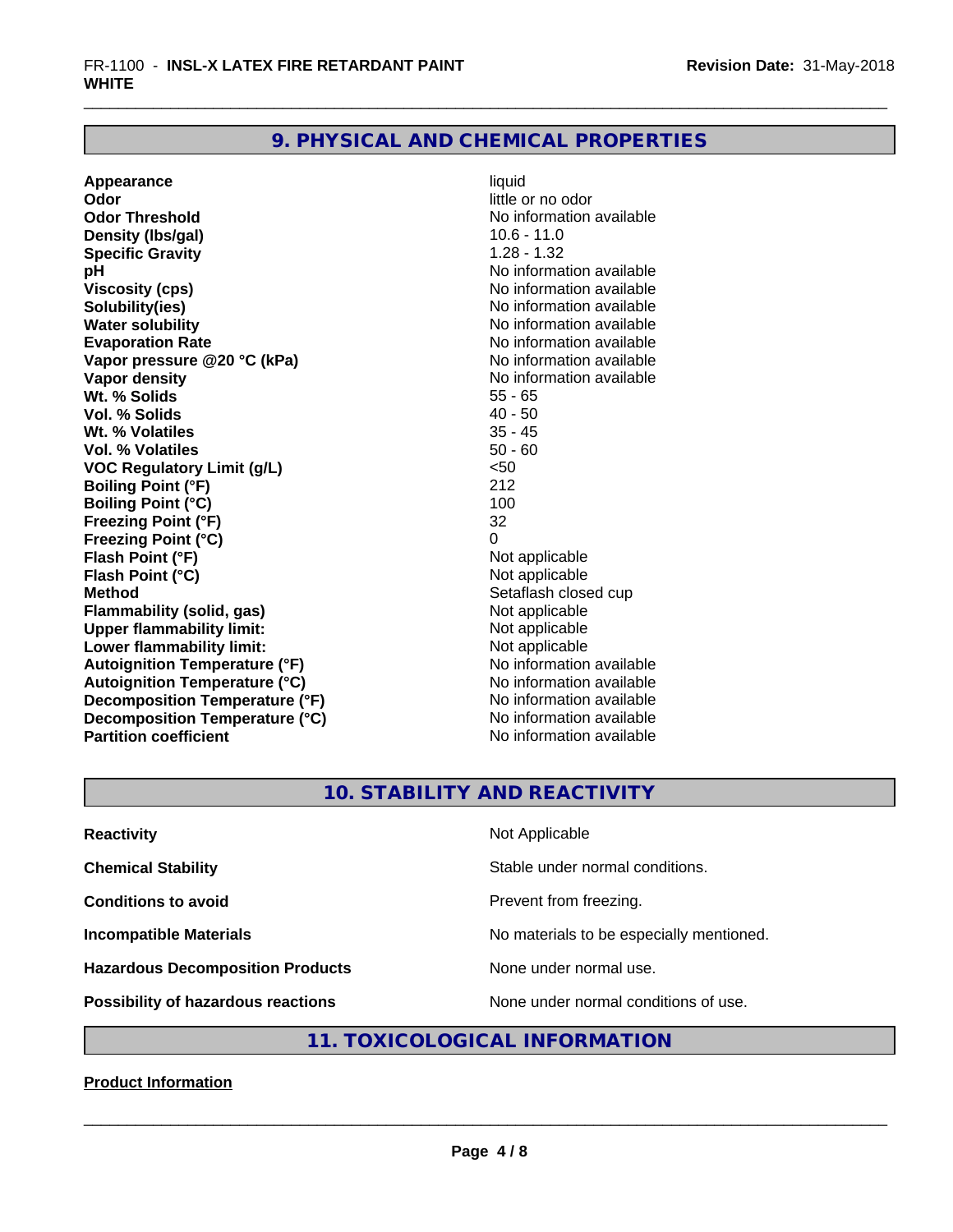## 9. PHYSICAL AND CHEMICAL PROPERTIES

| | |
|---|---|
| **Appearance** | liquid |
| **Odor** | little or no odor |
| **Odor Threshold** | No information available |
| **Density (lbs/gal)** | 10.6 - 11.0 |
| **Specific Gravity** | 1.28 - 1.32 |
| **pH** | No information available |
| **Viscosity (cps)** | No information available |
| **Solubility(ies)** | No information available |
| **Water solubility** | No information available |
| **Evaporation Rate** | No information available |
| **Vapor pressure @20 °C (kPa)** | No information available |
| **Vapor density** | No information available |
| **Wt. % Solids** | 55 - 65 |
| **Vol. % Solids** | 40 - 50 |
| **Wt. % Volatiles** | 35 - 45 |
| **Vol. % Volatiles** | 50 - 60 |
| **VOC Regulatory Limit (g/L)** | <50 |
| **Boiling Point (°F)** | 212 |
| **Boiling Point (°C)** | 100 |
| **Freezing Point (°F)** | 32 |
| **Freezing Point (°C)** | 0 |
| **Flash Point (°F)** | Not applicable |
| **Flash Point (°C)** | Not applicable |
| **Method** | Setaflash closed cup |
| **Flammability (solid, gas)** | Not applicable |
| **Upper flammability limit:** | Not applicable |
| **Lower flammability limit:** | Not applicable |
| **Autoignition Temperature (°F)** | No information available |
| **Autoignition Temperature (°C)** | No information available |
| **Decomposition Temperature (°F)** | No information available |
| **Decomposition Temperature (°C)** | No information available |
| **Partition coefficient** | No information available |

## 10. STABILITY AND REACTIVITY

| | |
|---|---|
| **Reactivity** | Not Applicable |
| **Chemical Stability** | Stable under normal conditions. |
| **Conditions to avoid** | Prevent from freezing. |
| **Incompatible Materials** | No materials to be especially mentioned. |
| **Hazardous Decomposition Products** | None under normal use. |
| **Possibility of hazardous reactions** | None under normal conditions of use. |

## 11. TOXICOLOGICAL INFORMATION

**Product Information**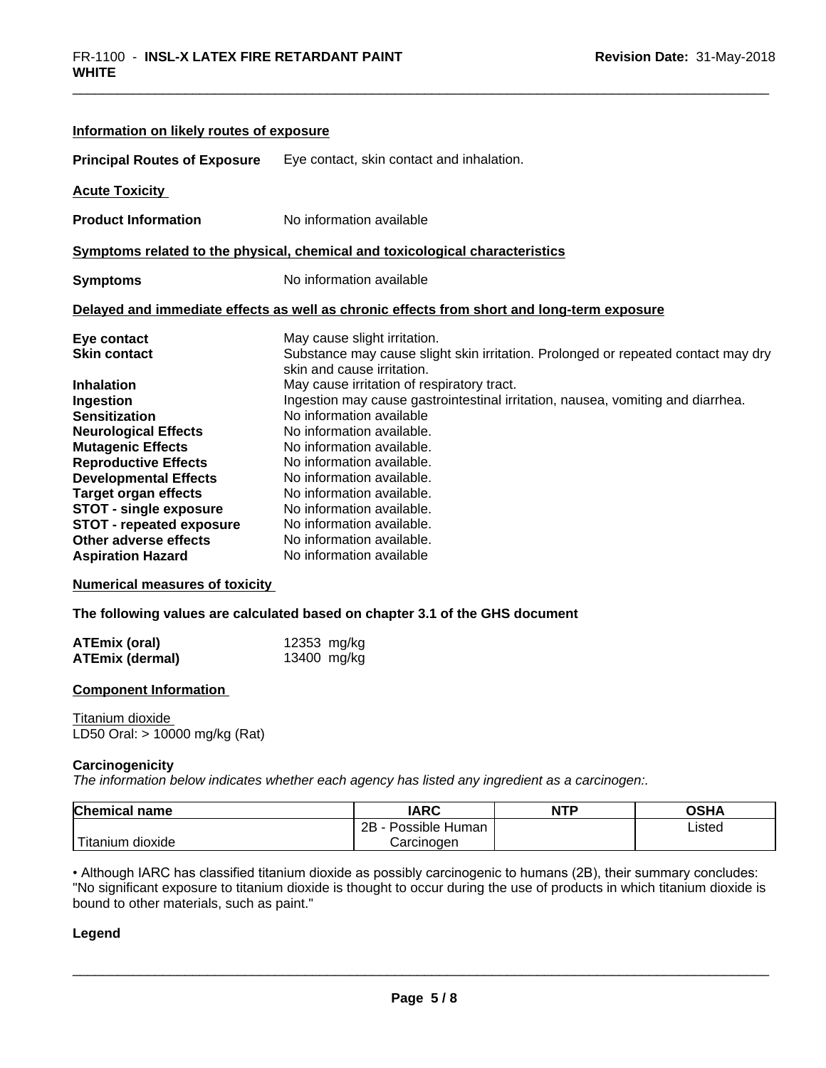**Information on likely routes of exposure**

**Principal Routes of Exposure** Eye contact, skin contact and inhalation.

**Acute Toxicity**

**Product Information** No information available

**Symptoms related to the physical, chemical and toxicological characteristics**

**Symptoms** No information available

**Delayed and immediate effects as well as chronic effects from short and long-term exposure**

**Eye contact** May cause slight irritation.
**Skin contact** Substance may cause slight skin irritation. Prolonged or repeated contact may dry skin and cause irritation.
**Inhalation** May cause irritation of respiratory tract.
**Ingestion** Ingestion may cause gastrointestinal irritation, nausea, vomiting and diarrhea.
**Sensitization** No information available
**Neurological Effects** No information available.
**Mutagenic Effects** No information available.
**Reproductive Effects** No information available.
**Developmental Effects** No information available.
**Target organ effects** No information available.
**STOT - single exposure** No information available.
**STOT - repeated exposure** No information available.
**Other adverse effects** No information available.
**Aspiration Hazard** No information available

**Numerical measures of toxicity**

**The following values are calculated based on chapter 3.1 of the GHS document**

**ATEmix (oral)** 12353 mg/kg
**ATEmix (dermal)** 13400 mg/kg

**Component Information**

Titanium dioxide
LD50 Oral: > 10000 mg/kg (Rat)

**Carcinogenicity**

*The information below indicates whether each agency has listed any ingredient as a carcinogen:.*

| Chemical name | IARC | NTP | OSHA |
|---|---|---|---|
| Titanium dioxide | 2B - Possible Human Carcinogen | | Listed |

• Although IARC has classified titanium dioxide as possibly carcinogenic to humans (2B), their summary concludes: "No significant exposure to titanium dioxide is thought to occur during the use of products in which titanium dioxide is bound to other materials, such as paint."

**Legend**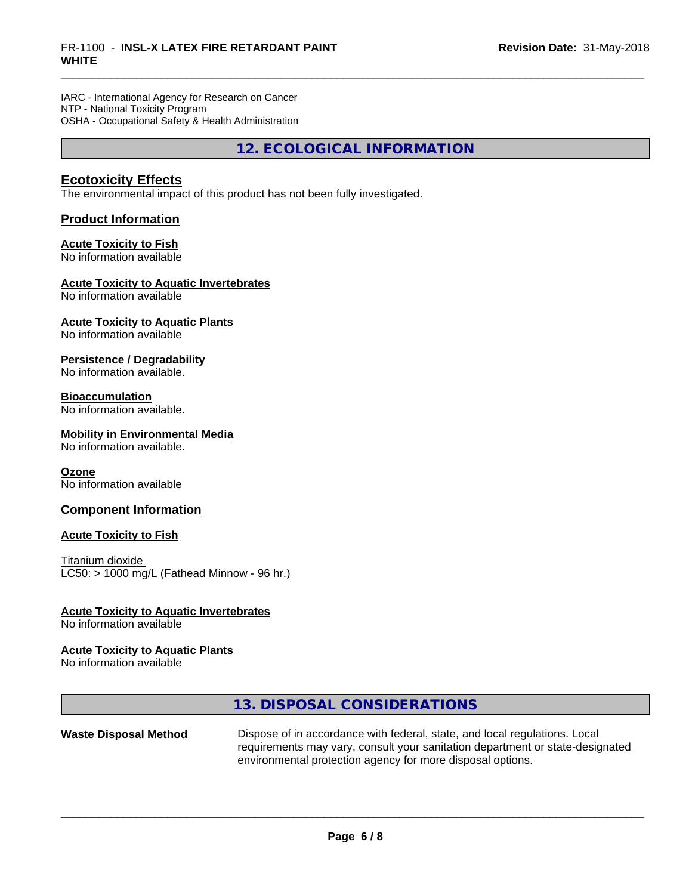IARC - International Agency for Research on Cancer
NTP - National Toxicity Program
OSHA - Occupational Safety & Health Administration

## 12. ECOLOGICAL INFORMATION

### Ecotoxicity Effects

The environmental impact of this product has not been fully investigated.

### Product Information

**Acute Toxicity to Fish**
No information available

**Acute Toxicity to Aquatic Invertebrates**
No information available

**Acute Toxicity to Aquatic Plants**
No information available

**Persistence / Degradability**
No information available.

**Bioaccumulation**
No information available.

**Mobility in Environmental Media**
No information available.

**Ozone**
No information available

### Component Information

**Acute Toxicity to Fish**

Titanium dioxide
LC50: > 1000 mg/L (Fathead Minnow - 96 hr.)

**Acute Toxicity to Aquatic Invertebrates**
No information available

**Acute Toxicity to Aquatic Plants**
No information available

## 13. DISPOSAL CONSIDERATIONS

**Waste Disposal Method** Dispose of in accordance with federal, state, and local regulations. Local requirements may vary, consult your sanitation department or state-designated environmental protection agency for more disposal options.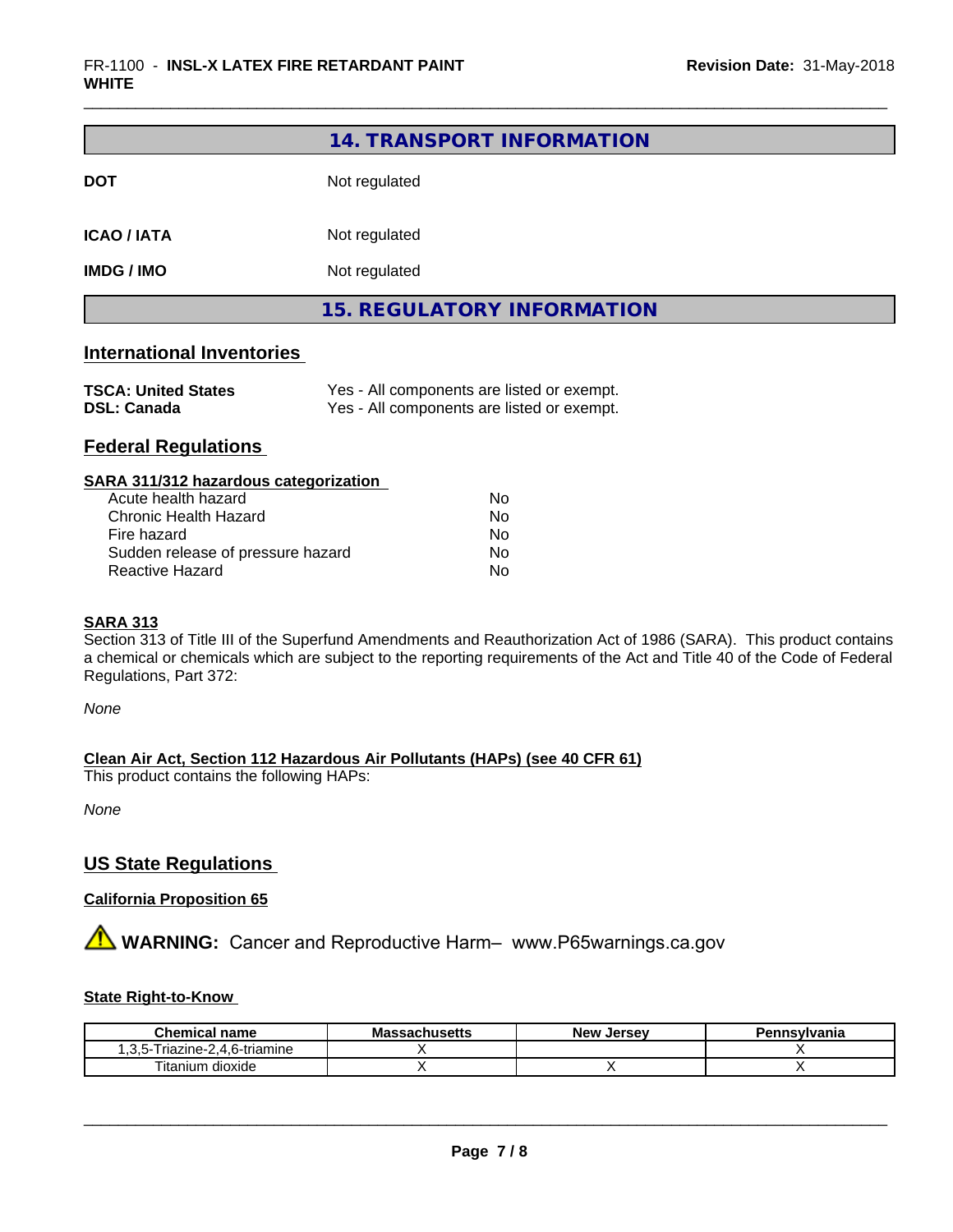## 14. TRANSPORT INFORMATION

| | |
|---|---|
| **DOT** | Not regulated |
| **ICAO / IATA** | Not regulated |
| **IMDG / IMO** | Not regulated |

## 15. REGULATORY INFORMATION

### International Inventories

| | |
|---|---|
| **TSCA: United States** | Yes - All components are listed or exempt. |
| **DSL: Canada** | Yes - All components are listed or exempt. |

### Federal Regulations

**SARA 311/312 hazardous categorization**

| | |
|---|---|
| Acute health hazard | No |
| Chronic Health Hazard | No |
| Fire hazard | No |
| Sudden release of pressure hazard | No |
| Reactive Hazard | No |

**SARA 313**

Section 313 of Title III of the Superfund Amendments and Reauthorization Act of 1986 (SARA). This product contains a chemical or chemicals which are subject to the reporting requirements of the Act and Title 40 of the Code of Federal Regulations, Part 372:

*None*

**Clean Air Act, Section 112 Hazardous Air Pollutants (HAPs) (see 40 CFR 61)**

This product contains the following HAPs:

*None*

### US State Regulations

**California Proposition 65**

⚠ **WARNING:** Cancer and Reproductive Harm– www.P65warnings.ca.gov

**State Right-to-Know**

| Chemical name | Massachusetts | New Jersey | Pennsylvania |
|---|---|---|---|
| 1,3,5-Triazine-2,4,6-triamine | X | | X |
| Titanium dioxide | X | X | X |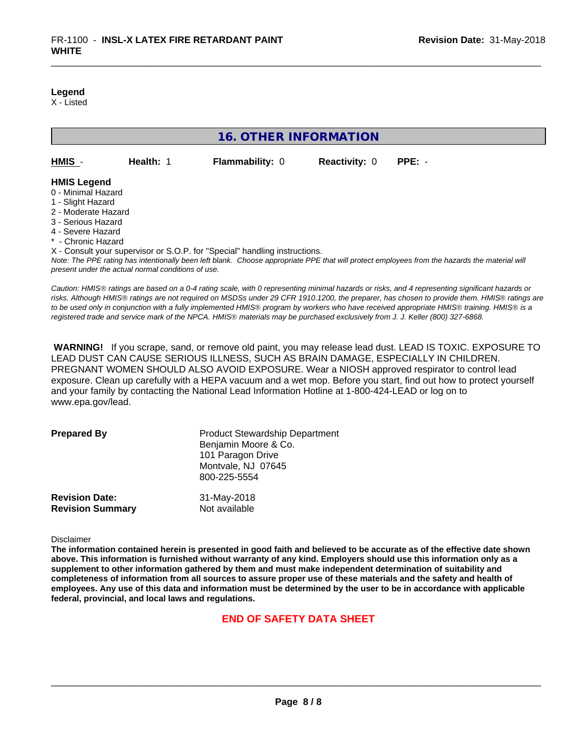**Legend**
X - Listed

## 16. OTHER INFORMATION

| | | | | |
|---|---|---|---|---|
| **HMIS** - | **Health:** 1 | **Flammability:** 0 | **Reactivity:** 0 | **PPE:** - |

**HMIS Legend**
0 - Minimal Hazard
1 - Slight Hazard
2 - Moderate Hazard
3 - Serious Hazard
4 - Severe Hazard
* - Chronic Hazard
X - Consult your supervisor or S.O.P. for "Special" handling instructions.
*Note: The PPE rating has intentionally been left blank. Choose appropriate PPE that will protect employees from the hazards the material will present under the actual normal conditions of use.*

*Caution: HMIS® ratings are based on a 0-4 rating scale, with 0 representing minimal hazards or risks, and 4 representing significant hazards or risks. Although HMIS® ratings are not required on MSDSs under 29 CFR 1910.1200, the preparer, has chosen to provide them. HMIS® ratings are to be used only in conjunction with a fully implemented HMIS® program by workers who have received appropriate HMIS® training. HMIS® is a registered trade and service mark of the NPCA. HMIS® materials may be purchased exclusively from J. J. Keller (800) 327-6868.*

**WARNING!** If you scrape, sand, or remove old paint, you may release lead dust. LEAD IS TOXIC. EXPOSURE TO LEAD DUST CAN CAUSE SERIOUS ILLNESS, SUCH AS BRAIN DAMAGE, ESPECIALLY IN CHILDREN. PREGNANT WOMEN SHOULD ALSO AVOID EXPOSURE. Wear a NIOSH approved respirator to control lead exposure. Clean up carefully with a HEPA vacuum and a wet mop. Before you start, find out how to protect yourself and your family by contacting the National Lead Information Hotline at 1-800-424-LEAD or log on to www.epa.gov/lead.

| | |
|---|---|
| **Prepared By** | Product Stewardship Department<br>Benjamin Moore & Co.<br>101 Paragon Drive<br>Montvale, NJ 07645<br>800-225-5554 |
| **Revision Date:** | 31-May-2018 |
| **Revision Summary** | Not available |

Disclaimer
**The information contained herein is presented in good faith and believed to be accurate as of the effective date shown above. This information is furnished without warranty of any kind. Employers should use this information only as a supplement to other information gathered by them and must make independent determination of suitability and completeness of information from all sources to assure proper use of these materials and the safety and health of employees. Any use of this data and information must be determined by the user to be in accordance with applicable federal, provincial, and local laws and regulations.**

**END OF SAFETY DATA SHEET**